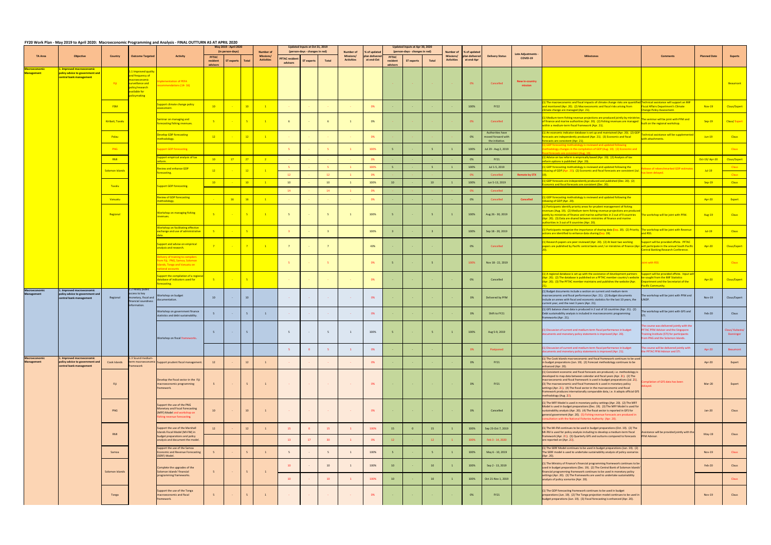# FY20 Work Plan - May 2019 to April 2020: Macroeconomic Programming and Analysis - FINAL OUTTURN AS AT APRIL 2020

| TA Area | Objective | Country | Outcome Targeted | Activity | May 2019 - April 2020 (in person-days) | | | Number of Missions/ Activities | Updated Inputs at Oct 31, 2019 (person-days - changes in red) | | | Number of Missions/ Activities | % of updated plan delivered at end-Oct | Updated Inputs at Apr 30, 2020 (person-days - changes in red) | | | Number of Missions/ Activities | % of updated plan delivered at end-Apr | Delivery Status | Late Adjustments - COVID-19 | Milestones | Comments | Planned Date | Experts |
|---|---|---|---|---|---|---|---|---|---|---|---|---|---|---|---|---|---|---|---|---|---|---|---|---|
| | | | | | PFTAC resident advisors | ST experts | Total | | PFTAC resident advisors | ST experts | Total | | | PFTAC resident advisors | ST experts | Total | | | | | | | | |
| Macroeconomic Management | 1. Improved macroeconomic policy advice to government and central bank management | Fiji | 1.1 Improved quality and frequency of macroeconomic surveillance and policy/research available for policymaking | Implementation of PEFA recommendations (14- 16). | | | | | | | | | | - | - | - | - | 0% | Cancelled | New in-country mission | | | | Beaumont |
| | | FSM | | Support climate change policy assessment. | 10 | - | 10 | 1 | - | - | - | - | 0% | - | - | - | - | 100% | FY22 | | (1) The macroeconomic and fiscal impacts of climate change risks are quantified and monitored (Apr. 20). (2) Macroeconomic and fiscal risks arising from climate change are managed (Apr. 21). | Technical assistance will support an IMF Fiscal Affairs Department's Climate Change Policy Assessment. | Nov-19 | Claus/Expert |
| | | Kiribati, Tuvalu | | Seminar on managing and forecasting fishing revenues. | 5 | - | 5 | 1 | 6 | - | 6 | 1 | 0% | - | - | - | - | 0% | Cancelled | | (1) Medium-term fishing revenue projections are produced jointly by ministries of finance and marine authorities (Apr. 20). (2) Fishing revenues are managed within a medium-term fiscal framework (Apr. 21). | The seminar will be joint with PFM and built on the regional workshop. | Sep-19 | Claus/ Expert |
| | | Palau | | Develop GDP forecasting methodology. | 12 | - | 12 | 1 | - | - | - | - | 0% | - | - | - | - | 0% | Authorities have moved forward with the initiative. | | (1) An economic indicator database is set up and maintained (Apr. 20). (2) GDP forecasts are independently produced (Apr. 21). (3) Economic and fiscal forecasts are consistent (Apr. 21). | Technical assistance will be supplemented with attachments. | Jun-19 | Claus |
| | | PNG | | Support GDP forecasting. | | | | | 5 | - | 5 | 1 | 100% | 5 | - | 5 | 1 | 100% | Jul 29 - Aug 2, 2019 | | (1) GDP forecasting methodology is reviewed and updated following methodology changes in the compilation of GDP (Aug. 19). (2) Economic and fiscal forecasts are consistent (Aug. 19). | | | Claus |
| | | RMI | | Support empirical analysis of tax reform. | 10 | 17 | 27 | 2 | - | - | - | - | 0% | - | - | - | - | 0% | FY21 | | (1) Advice on tax reform is empirically based (Apr. 20). (2) Analysis of tax reform options is published (Apr. 20). | | Oct-19/ Apr-20 | Claus/Expert |
| | | Solomon Islands | | Review and enhance GDP forecasting. | 12 | - | 12 | 1 | 5 | - | 5 | 1 | 100% | 5 | - | 5 | 1 | 100% | Jul 1-5, 2019 | | (1) GDP forecasting methodology is reviewed and updated following the rebasing of GDP (Apr. 20). (2) Economic and fiscal forecasts are consistent (Jul. 19). | Release of rebenchmarked GDP estimates has been delayed. | Jul-19 | Claus |
| | | | | | | | | | 12 | - | 12 | 1 | 0% | - | - | - | - | 0% | Cancelled | Remote by STX | | | | Claus |
| | | Tuvalu | | Support GDP forecasting. | 10 | - | 10 | 1 | 10 | - | 10 | 1 | 100% | 10 | - | 10 | 1 | 100% | Jun 5-13, 2019 | | (1) GDP forecasts are independently produced and published (Dec. 20). (2) Economic and fiscal forecasts are consistent (Dec. 20). | | Sep-19 | Claus |
| | | | | | | | | | 14 | - | 14 | 1 | 0% | - | - | - | - | 0% | Cancelled | | | | | |
| | | Vanuatu | | Review of GDP forecasting methodology. | - | 16 | 16 | 1 | - | - | - | - | 0% | - | - | - | - | 0% | Cancelled | Cancelled | (1) GDP forecasting methodology is reviewed and updated following the rebasing of GDP (Apr. 20). | | Apr-20 | Expert |
| | | Regional | | Workshop on managing fishing revenues. | 5 | - | 5 | 1 | 5 | - | 5 | 1 | 100% | 5 | - | 5 | 1 | 100% | Aug 26 - 30, 2019 | | (1) Participants identify priority areas for prudent management of fishing revenues (Aug. 19). (2) Medium-term fishing revenue projections are produced jointly by ministries of finance and marine authorities in 3 out of 9 countries (Apr. 20). (3) Data are shared between ministries of finance and marine authorities in 3 out of 9 countries (Apr. 20). | The workshop will be joint with PFM. | Aug-19 | Claus |
| | | | | Workshop on facilitating effective exchange and use of administrative data. | 5 | - | 5 | | 3 | - | 3 | | 100% | 3 | - | 3 | | 100% | Sep 18 - 20, 2019 | | (1) Participants recognize the importance of sharing data (Sep. 19). (2) Priority actions are identified to enhance data sharing (Sep. 19). | The workshop will be joint with Revenue and RSS. | Jul-19 | Claus |
| | | | | Support and advise on empirical analysis and research. | 7 | - | 7 | 1 | 7 | - | 7 | | 43% | - | - | - | - | 0% | Cancelled | | (1) Research papers are peer reviewed (Apr. 20). (2) At least two working papers are published by Pacific central banks and / or ministries of finance (Apr. 20). | Support will be provided offsite. PFTAC will participate in the annual South Pacific Central Banking Research Conference. | Apr-20 | Claus/Expert |
| | | | | Delivery of training to compilers from Fiji, PNG, Samoa, Solomon Islands, Tonga and Vanuatu on national accounts | | | | | 5 | - | 5 | | 0% | 5 | - | 5 | | 100% | Nov 18 - 22, 2019 | | | Joint with RSS | | Claus |
| | | | | Support the compilation of a regional database of indicators used for forecasting. | 5 | - | 5 | | - | - | - | - | 0% | - | - | - | - | 0% | Cancelled | | (1) A regional database is set up with the assistance of development partners (Apr. 20). (2) The database is published on a PFTAC member country's website (Apr. 20). (3) The PFTAC member maintains and publishes the website (Apr. 21). | Support will be provided offsite. Input will be sought from the IMF Statistics Department and the Secretariat of the Pacific Community. | Apr-20 | Claus/Expert |
| Macroeconomic Management | 1. Improved macroeconomic policy advice to government and central bank management | Regional | 1.2 Ready public access to key monetary, fiscal and financial soundness information. | Workshop on budget documentation. | 10 | - | 10 | | - | - | - | - | 0% | - | - | - | - | 0% | Delivered by PFM | | (1) Budget documents include a section on current and medium-term macroeconomic and fiscal performance (Apr. 21). (2) Budget documents include an annex with fiscal and economic statistics for the last 10 years, the current year, and the next 3 years (Apr. 21). | The workshop will be joint with PFM and UNDP. | Nov-19 | Claus/Expert |
| | | | | Workshop on government finance statistics and debt sustainability. | 5 | - | 5 | 1 | - | - | - | - | 0% | - | - | - | - | 0% | Shift to FY21 | | (1) GFS balance sheet data is produced in 2 out of 10 countries (Apr. 21). (2) Debt sustainability analysis is included in macroeconomic programming frameworks (Apr. 21). | The workshop will be joint with GFS and STI. | Feb-20 | Claus |
| | | | | Workshop on fiscal frameworks. | 5 | - | 5 | | 5 | - | 5 | 1 | 100% | 5 | - | 5 | 1 | 100% | Aug 5-9, 2019 | | (1) Discussion of current and medium-term fiscal performance in budget documents and monetary policy statements is improved (Apr. 20). | The course was delivered jointly with the PFTAC PFM Advisor and the Singapore Training Institute (STI) for participants from PNG and the Solomon Islands. | | Claus/ Kubasta/ Donninger |
| | | | | | | | | | 5 | 0 | 5 | 1 | 0% | - | - | - | - | 0% | Postponed | | (1) Discussion of current and medium-term fiscal performance in budget documents and monetary policy statements is improved (Apr. 21). | The course will be delivered jointly with the PFTAC PFM Advisor and STI. | Apr-20 | Beaumont |
| Macroeconomic Management | 1. Improved macroeconomic policy advice to government and central bank management | Cook Islands | 1.3 Sound medium-term macroeconomic framework | Support prudent fiscal management. | 12 | - | 12 | 1 | - | - | - | - | 0% | - | - | - | - | 0% | FY21 | | (1) The Cook Islands macroeconomic and fiscal framework continues to be used in budget preparations (Jun. 19). (2) Forecast methodology continues to be enhanced (Apr. 20). | | Apr-20 | Expert |
| | | Fiji | | Develop the fiscal sector in the Fiji macroeconomic programming framework. | 5 | - | 5 | 1 | - | - | - | - | 0% | - | - | - | - | 0% | FY21 | | (1) Consistent economic and fiscal forecasts are produced, i.e. methodology is developed to map data between calendar and fiscal years (Apr. 21). (2) The macroeconomic and fiscal framework is used in budget preparations (Jul. 21). (3) The macroeconomic and fiscal framework is used in monetary policy settings (Apr. 21). (4) The fiscal sector in the macroeconomic and fiscal framework produces internationally comparable data, i.e. it adopts official GFS methodology (Aug. 22). | Compilation of GFS data has been delayed. | Mar-20 | Expert |
| | | PNG | | Support the use of the PNG Monetary and Fiscal Forecasting (MFF) Model and workshop on fishing revenue forecasting. | 10 | - | 10 | 1 | - | - | - | - | 0% | - | - | - | - | 0% | Cancelled | | (1) The MFF Model is used in monetary policy settings (Apr. 20). (2) The MFF Model is used in budget preparations (Dec. 19). (3) The MFF Model is used for sustainability analysis (Apr. 20). (4) The fiscal sector is reported in GFS for general government (Apr. 20). (5) Fishing revenue forecasts are produced in consultation with the National Fisheries Authority (Apr. 20). | | Jan-20 | Claus |
| | | RMI | | Support the use of the Marshall Islands Fiscal Model (MI-FM) in budget preparations and policy analysis and document the model. | 12 | - | 12 | 1 | 15 | 0 | 15 | 1 | 100% | 15 | 0 | 15 | 1 | 100% | Sep 23-Oct 7, 2019 | | (1) The MI-FM continues to be used in budget preparations (Oct. 19). (2) The MI-FM is used for policy analysis including to develop a medium-term fiscal framework (Apr. 21). (3) Quarterly GFS and outturns compared to forecasts are reported on (Apr. 22). | Assistance will be provided jointly with the PFM Advisor. | May-19 | Claus |
| | | | | | | | | | 13 | 17 | 30 | 1 | 0% | 12 | - | 12 | 1 | 100% | Feb 3 - 14, 2020 | | | | | |
| | | Samoa | | Support the use of the Samoa Economic and Revenue Forecasting (SERF) Model. | 5 | - | 5 | 1 | 5 | - | 5 | 1 | 100% | 5 | - | 5 | 1 | 100% | May 6 - 10, 2019 | | (1) The SERF Model continues to be used in budget preparations (Jun. 19). (2) The SERF model is used to undertake sustainability analysis of policy scenarios (Apr. 20). | | Nov-19 | Claus |
| | | Solomon Islands | | Complete the upgrades of the Solomon Islands' financial programming frameworks. | 5 | - | 5 | 1 | 10 | - | 10 | 1 | 100% | 10 | - | 10 | 1 | 100% | Sep 2 - 13, 2019 | | (1) The Ministry of Finance's financial programming framework continues to be used in budget preparations (Dec. 19). (2) The Central Bank of Solomon Islands' financial programming framework continues to be used in monetary policy settings (Apr. 20). (3) The frameworks are used to undertake sustainability analysis of policy scenarios (Apr. 20). | | Feb-20 | Claus |
| | | | | | | | | | 10 | - | 10 | 1 | 100% | 10 | - | 10 | 1 | 100% | Oct 21-Nov 1, 2019 | | | | | Claus |
| | | Tonga | | Support the use of the Tonga macroeconomic and fiscal framework. | 5 | - | 5 | 1 | - | - | - | - | 0% | - | - | - | - | 0% | FY21 | | (1) The GDP forecasting framework continues to be used in budget preparations (Jun. 19). (2) The Tonga projection model continues to be used in budget preparations (Jun. 19). (3) Fiscal forecasting is enhanced (Apr. 20). | | Nov-19 | Claus |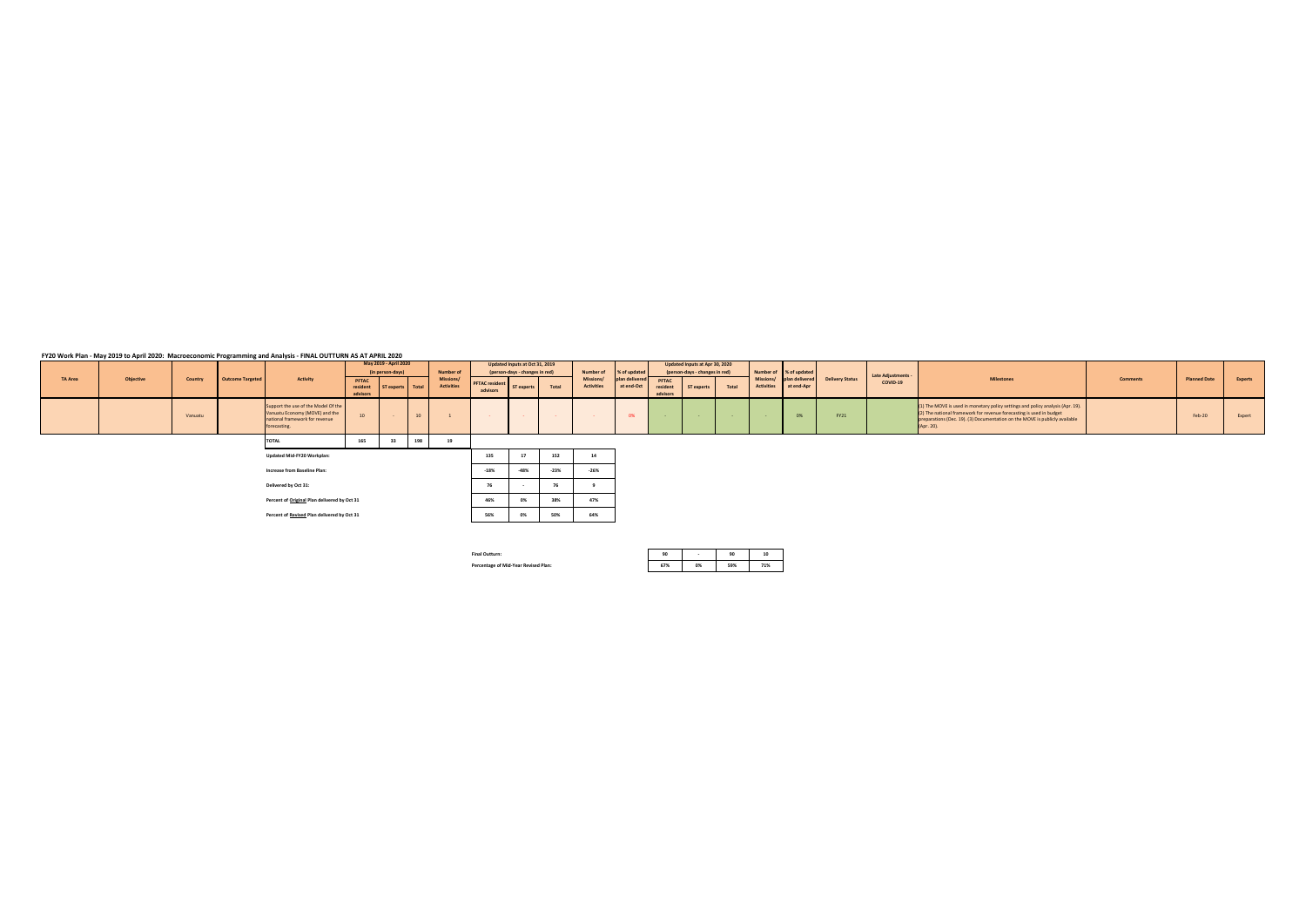**FY20 Work Plan - May 2019 to April 2020: Macroeconomic Programming and Analysis - FINAL OUTTURN AS AT APRIL 2020**

| TA Area | Objective | Country | Outcome Targeted | Activity | May 2019 - April 2020 (in person-days) | | | Number of Missions/ Activities | Updated Inputs at Oct 31, 2019 (person-days - changes in red) | | | Number of Missions/ Activities | % of updated plan delivered at end-Oct | Updated Inputs at Apr 30, 2020 (person-days - changes in red) | | | Number of Missions/ Activities | % of updated plan delivered at end-Apr | Delivery Status | Late Adjustments - COVID-19 | Milestones | Comments | Planned Date | Experts |
|---|---|---|---|---|---|---|---|---|---|---|---|---|---|---|---|---|---|---|---|---|---|---|---|---|
| | | | | | PFTAC resident advisors | ST experts | Total | | PFTAC resident advisors | ST experts | Total | | | PFTAC resident advisors | ST experts | Total | | | | | | | | |
| | | Vanuatu | | Support the use of the Model Of the Vanuatu Economy (MOVE) and the national framework for revenue forecasting. | 10 | - | 10 | 1 | - | - | - | - | 0% | - | - | - | - | 0% | FY21 | | (1) The MOVE is used in monetary policy settings and policy analysis (Apr. 19). (2) The national framework for revenue forecasting is used in budget preparations (Dec. 19). (3) Documentation on the MOVE is publicly available (Apr. 20). | | Feb-20 | Expert |
| | | | | TOTAL | 165 | 33 | 198 | 19 | | | | | | | | | | | | | | | | |
| | | | | Updated Mid-FY20 Workplan: | | | | | 135 | 17 | 152 | 14 | | | | | | | | | | | | |
| | | | | Increase from Baseline Plan: | | | | | -18% | -48% | -23% | -26% | | | | | | | | | | | | |
| | | | | Delivered by Oct 31: | | | | | 76 | - | 76 | 9 | | | | | | | | | | | | |
| | | | | Percent of Original Plan delivered by Oct 31 | | | | | 46% | 0% | 38% | 47% | | | | | | | | | | | | |
| | | | | Percent of Revised Plan delivered by Oct 31 | | | | | 56% | 0% | 50% | 64% | | | | | | | | | | | | |
| | | | | | | | | | Final Outturn: | | | | | 90 | - | 90 | 10 | | | | | | | |
| | | | | | | | | | Percentage of Mid-Year Revised Plan: | | | | | 67% | 0% | 59% | 71% | | | | | | | |